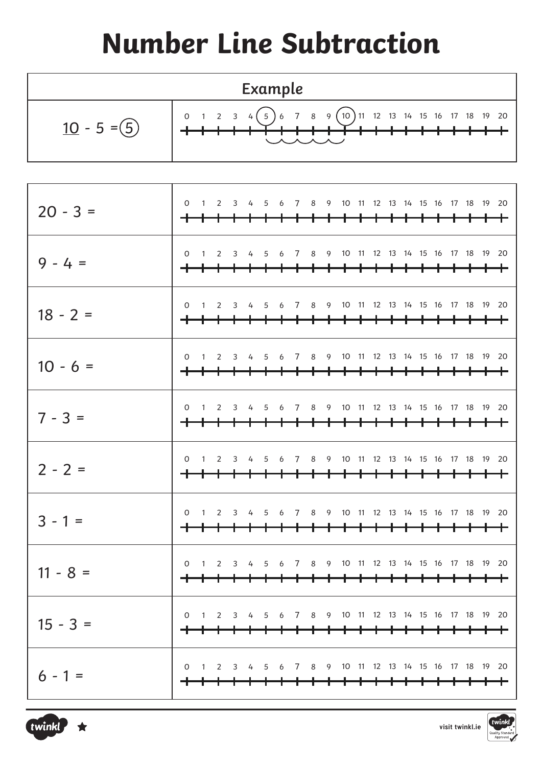# Number Line Subtraction

| Example | |
|---|---|
| 10 - 5 = 5 | 0 1 2 3 4 5 6 7 8 9 10 11 12 13 14 15 16 17 18 19 20 |

| | |
|---|---|
| 20 - 3 = | 0 1 2 3 4 5 6 7 8 9 10 11 12 13 14 15 16 17 18 19 20 |
| 9 - 4 = | 0 1 2 3 4 5 6 7 8 9 10 11 12 13 14 15 16 17 18 19 20 |
| 18 - 2 = | 0 1 2 3 4 5 6 7 8 9 10 11 12 13 14 15 16 17 18 19 20 |
| 10 - 6 = | 0 1 2 3 4 5 6 7 8 9 10 11 12 13 14 15 16 17 18 19 20 |
| 7 - 3 = | 0 1 2 3 4 5 6 7 8 9 10 11 12 13 14 15 16 17 18 19 20 |
| 2 - 2 = | 0 1 2 3 4 5 6 7 8 9 10 11 12 13 14 15 16 17 18 19 20 |
| 3 - 1 = | 0 1 2 3 4 5 6 7 8 9 10 11 12 13 14 15 16 17 18 19 20 |
| 11 - 8 = | 0 1 2 3 4 5 6 7 8 9 10 11 12 13 14 15 16 17 18 19 20 |
| 15 - 3 = | 0 1 2 3 4 5 6 7 8 9 10 11 12 13 14 15 16 17 18 19 20 |
| 6 - 1 = | 0 1 2 3 4 5 6 7 8 9 10 11 12 13 14 15 16 17 18 19 20 |

visit twinkl.ie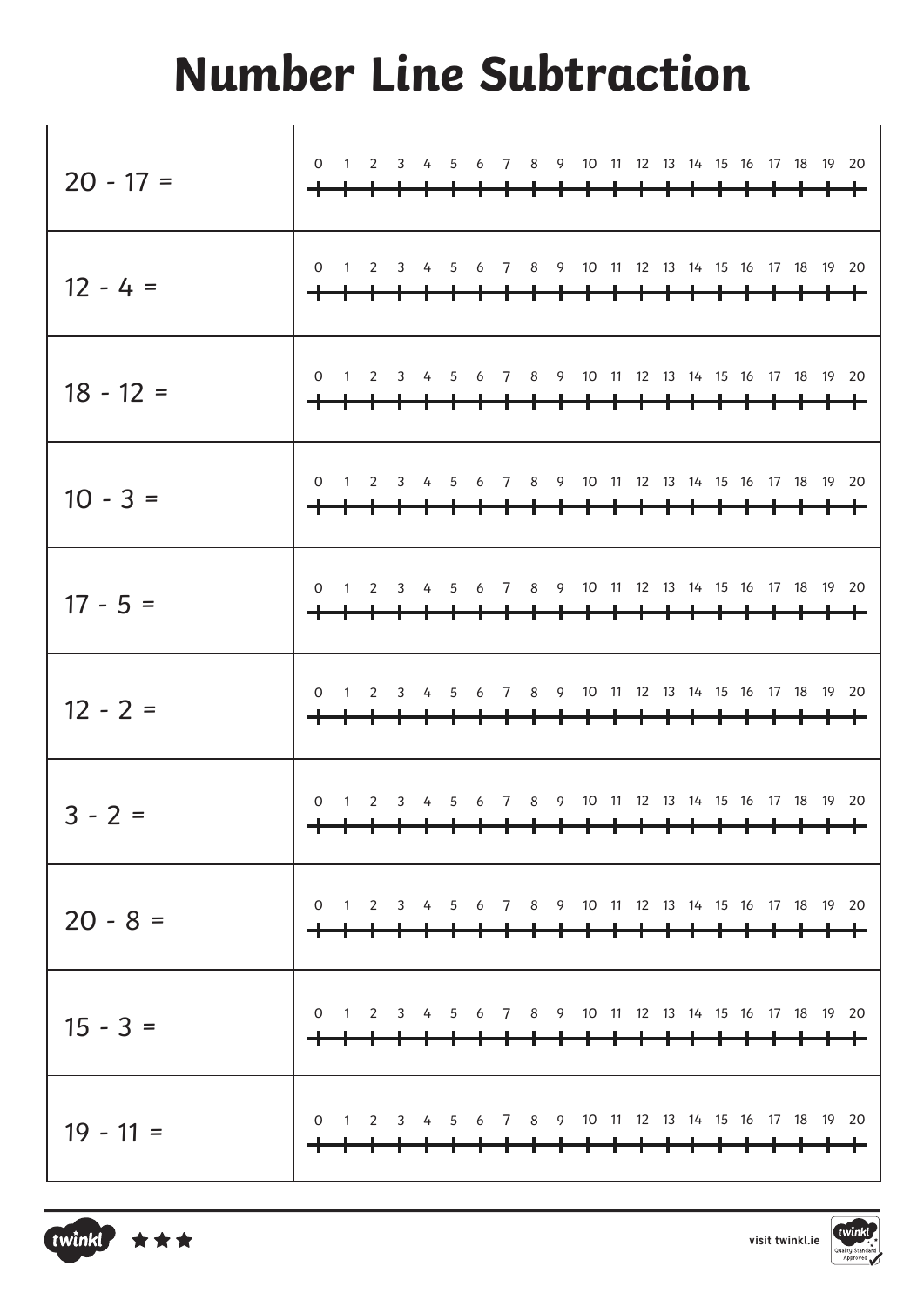# Number Line Subtraction

| | |
|---|---|
| 20 - 17 = | 0 1 2 3 4 5 6 7 8 9 10 11 12 13 14 15 16 17 18 19 20 |
| 12 - 4 = | 0 1 2 3 4 5 6 7 8 9 10 11 12 13 14 15 16 17 18 19 20 |
| 18 - 12 = | 0 1 2 3 4 5 6 7 8 9 10 11 12 13 14 15 16 17 18 19 20 |
| 10 - 3 = | 0 1 2 3 4 5 6 7 8 9 10 11 12 13 14 15 16 17 18 19 20 |
| 17 - 5 = | 0 1 2 3 4 5 6 7 8 9 10 11 12 13 14 15 16 17 18 19 20 |
| 12 - 2 = | 0 1 2 3 4 5 6 7 8 9 10 11 12 13 14 15 16 17 18 19 20 |
| 3 - 2 = | 0 1 2 3 4 5 6 7 8 9 10 11 12 13 14 15 16 17 18 19 20 |
| 20 - 8 = | 0 1 2 3 4 5 6 7 8 9 10 11 12 13 14 15 16 17 18 19 20 |
| 15 - 3 = | 0 1 2 3 4 5 6 7 8 9 10 11 12 13 14 15 16 17 18 19 20 |
| 19 - 11 = | 0 1 2 3 4 5 6 7 8 9 10 11 12 13 14 15 16 17 18 19 20 |